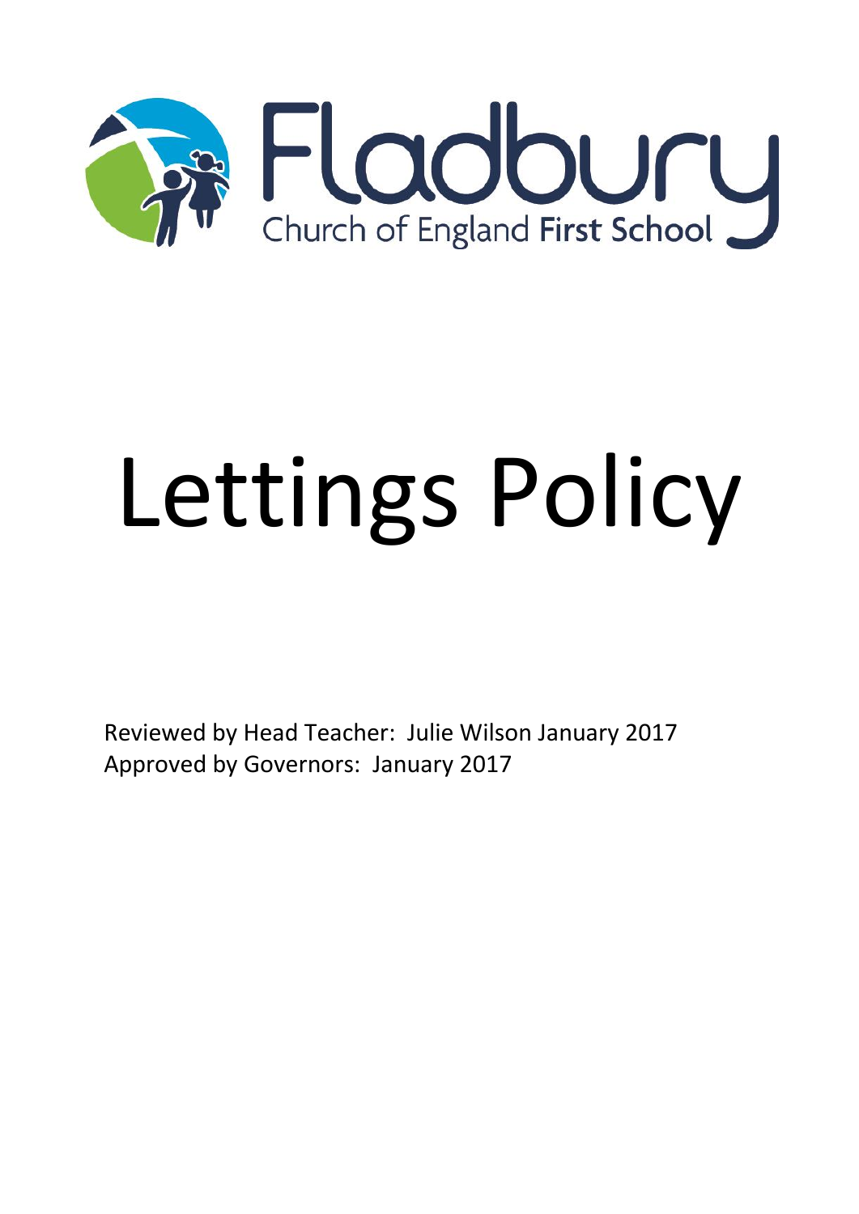Fladbury
Church of England First School

# Lettings Policy

Reviewed by Head Teacher: Julie Wilson January 2017
Approved by Governors: January 2017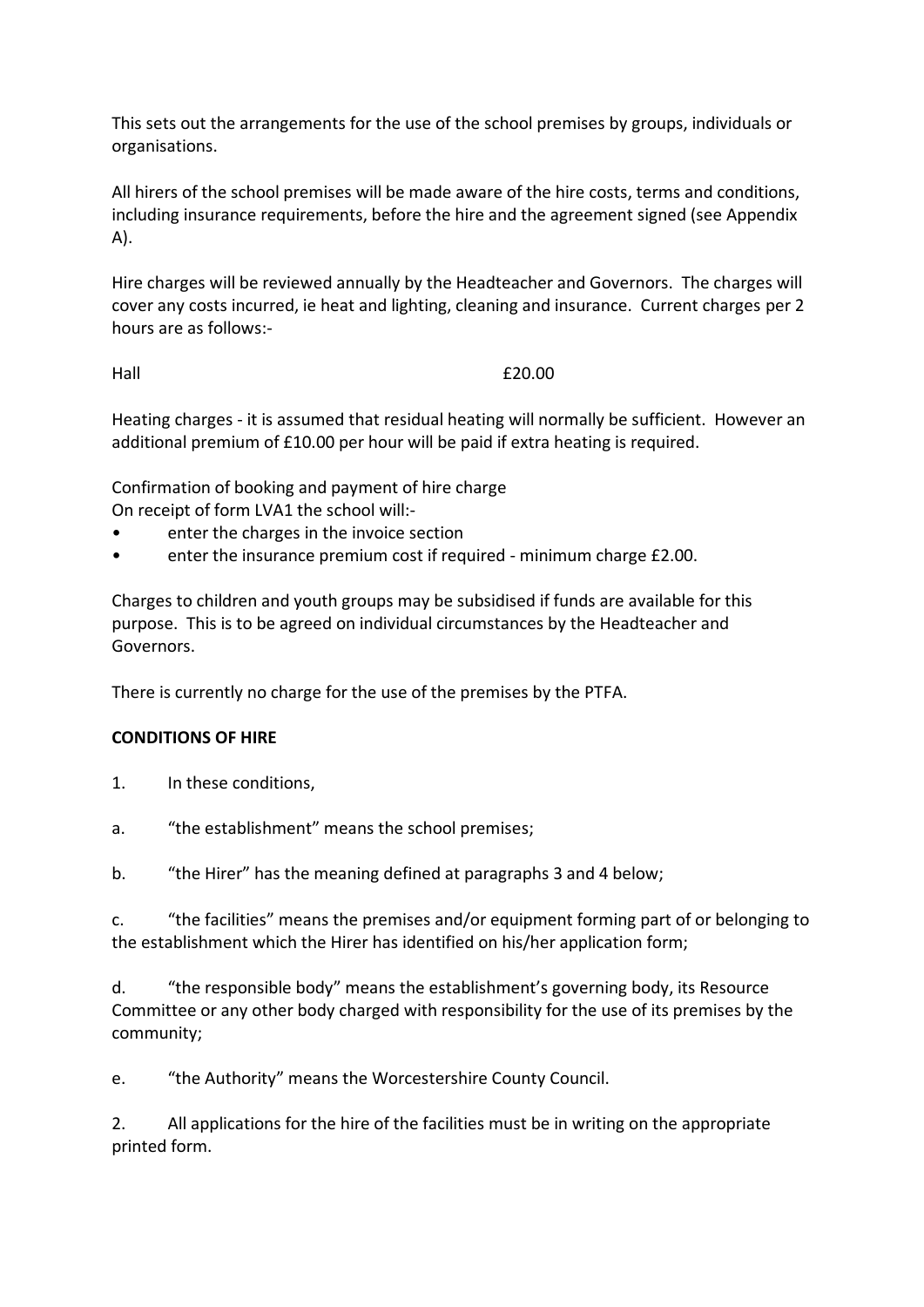This sets out the arrangements for the use of the school premises by groups, individuals or organisations.

All hirers of the school premises will be made aware of the hire costs, terms and conditions, including insurance requirements, before the hire and the agreement signed (see Appendix A).

Hire charges will be reviewed annually by the Headteacher and Governors. The charges will cover any costs incurred, ie heat and lighting, cleaning and insurance. Current charges per 2 hours are as follows:-

| | |
|---|---|
| Hall | £20.00 |

Heating charges - it is assumed that residual heating will normally be sufficient. However an additional premium of £10.00 per hour will be paid if extra heating is required.

Confirmation of booking and payment of hire charge
On receipt of form LVA1 the school will:-

- enter the charges in the invoice section
- enter the insurance premium cost if required - minimum charge £2.00.

Charges to children and youth groups may be subsidised if funds are available for this purpose. This is to be agreed on individual circumstances by the Headteacher and Governors.

There is currently no charge for the use of the premises by the PTFA.

**CONDITIONS OF HIRE**

1. In these conditions,

a. "the establishment" means the school premises;

b. "the Hirer" has the meaning defined at paragraphs 3 and 4 below;

c. "the facilities" means the premises and/or equipment forming part of or belonging to the establishment which the Hirer has identified on his/her application form;

d. "the responsible body" means the establishment's governing body, its Resource Committee or any other body charged with responsibility for the use of its premises by the community;

e. "the Authority" means the Worcestershire County Council.

2. All applications for the hire of the facilities must be in writing on the appropriate printed form.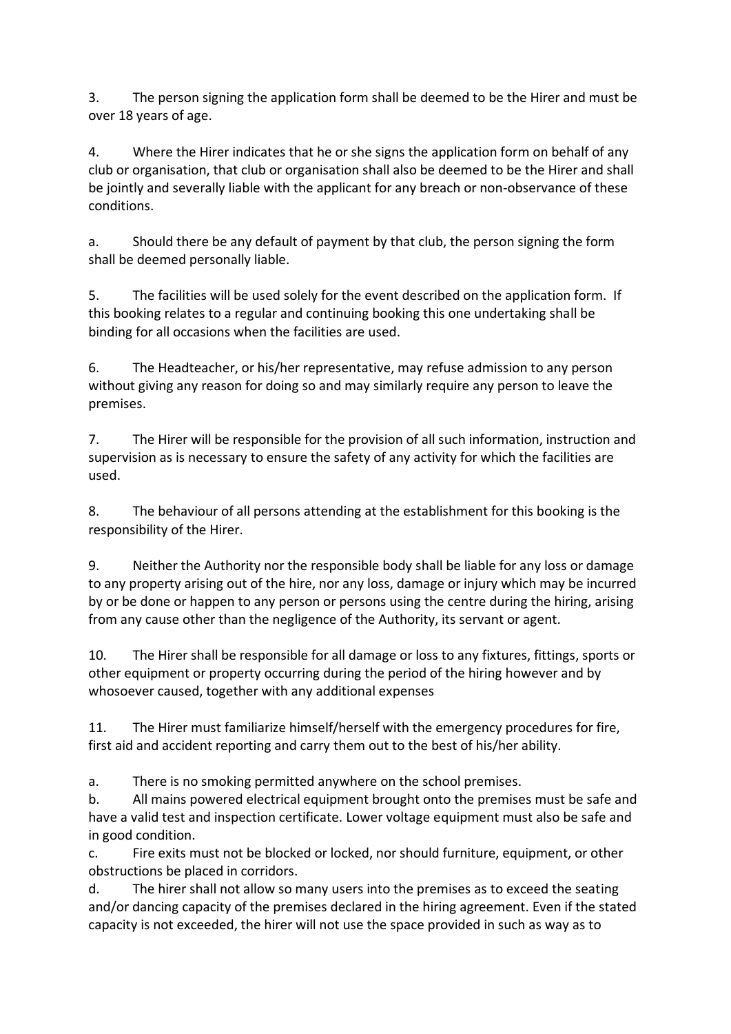3. The person signing the application form shall be deemed to be the Hirer and must be over 18 years of age.

4. Where the Hirer indicates that he or she signs the application form on behalf of any club or organisation, that club or organisation shall also be deemed to be the Hirer and shall be jointly and severally liable with the applicant for any breach or non-observance of these conditions.

a. Should there be any default of payment by that club, the person signing the form shall be deemed personally liable.

5. The facilities will be used solely for the event described on the application form. If this booking relates to a regular and continuing booking this one undertaking shall be binding for all occasions when the facilities are used.

6. The Headteacher, or his/her representative, may refuse admission to any person without giving any reason for doing so and may similarly require any person to leave the premises.

7. The Hirer will be responsible for the provision of all such information, instruction and supervision as is necessary to ensure the safety of any activity for which the facilities are used.

8. The behaviour of all persons attending at the establishment for this booking is the responsibility of the Hirer.

9. Neither the Authority nor the responsible body shall be liable for any loss or damage to any property arising out of the hire, nor any loss, damage or injury which may be incurred by or be done or happen to any person or persons using the centre during the hiring, arising from any cause other than the negligence of the Authority, its servant or agent.

10. The Hirer shall be responsible for all damage or loss to any fixtures, fittings, sports or other equipment or property occurring during the period of the hiring however and by whosoever caused, together with any additional expenses

11. The Hirer must familiarize himself/herself with the emergency procedures for fire, first aid and accident reporting and carry them out to the best of his/her ability.

a. There is no smoking permitted anywhere on the school premises.
b. All mains powered electrical equipment brought onto the premises must be safe and have a valid test and inspection certificate. Lower voltage equipment must also be safe and in good condition.
c. Fire exits must not be blocked or locked, nor should furniture, equipment, or other obstructions be placed in corridors.
d. The hirer shall not allow so many users into the premises as to exceed the seating and/or dancing capacity of the premises declared in the hiring agreement. Even if the stated capacity is not exceeded, the hirer will not use the space provided in such as way as to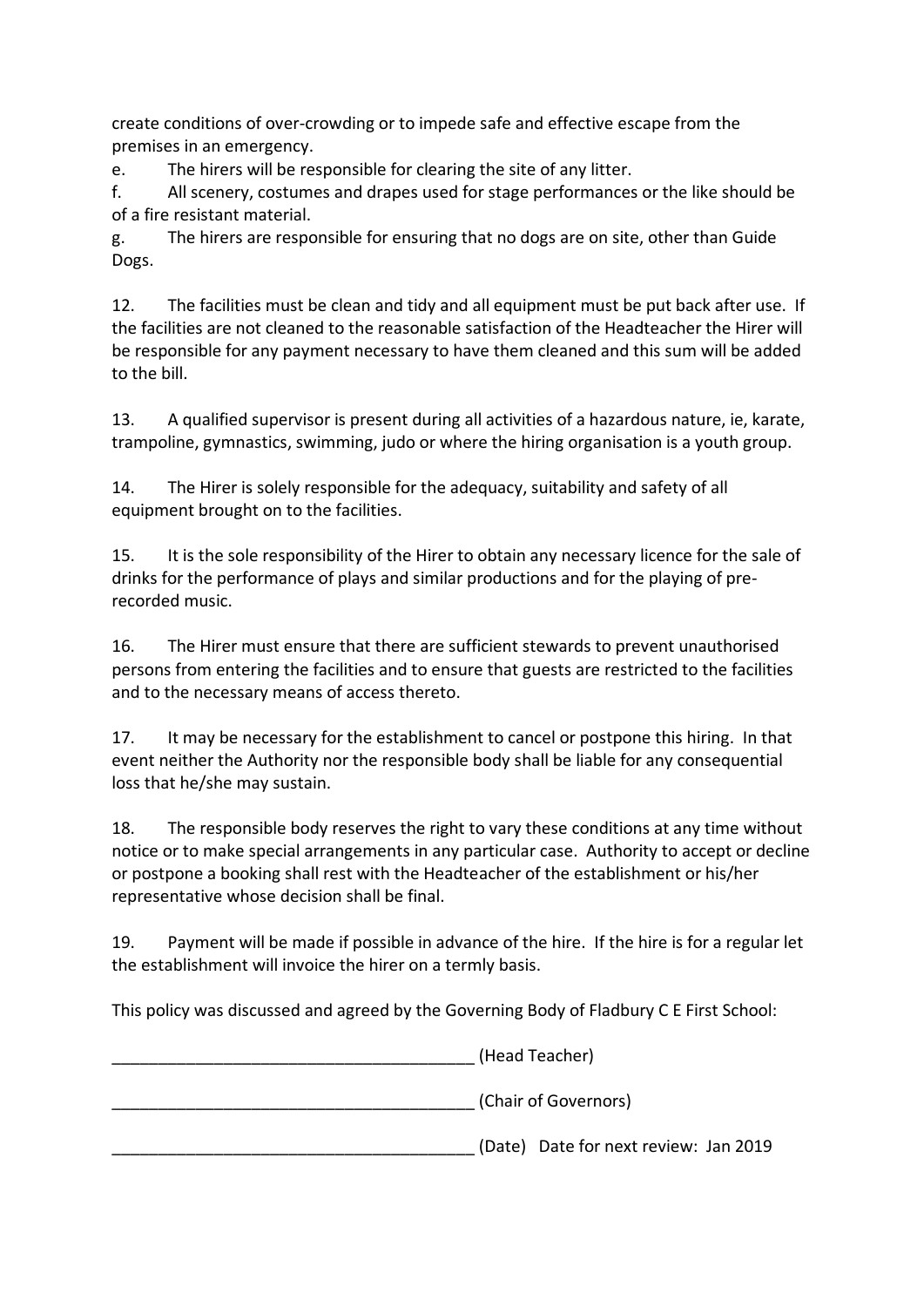create conditions of over-crowding or to impede safe and effective escape from the premises in an emergency.

e. The hirers will be responsible for clearing the site of any litter.

f. All scenery, costumes and drapes used for stage performances or the like should be of a fire resistant material.

g. The hirers are responsible for ensuring that no dogs are on site, other than Guide Dogs.

12. The facilities must be clean and tidy and all equipment must be put back after use. If the facilities are not cleaned to the reasonable satisfaction of the Headteacher the Hirer will be responsible for any payment necessary to have them cleaned and this sum will be added to the bill.

13. A qualified supervisor is present during all activities of a hazardous nature, ie, karate, trampoline, gymnastics, swimming, judo or where the hiring organisation is a youth group.

14. The Hirer is solely responsible for the adequacy, suitability and safety of all equipment brought on to the facilities.

15. It is the sole responsibility of the Hirer to obtain any necessary licence for the sale of drinks for the performance of plays and similar productions and for the playing of pre-recorded music.

16. The Hirer must ensure that there are sufficient stewards to prevent unauthorised persons from entering the facilities and to ensure that guests are restricted to the facilities and to the necessary means of access thereto.

17. It may be necessary for the establishment to cancel or postpone this hiring. In that event neither the Authority nor the responsible body shall be liable for any consequential loss that he/she may sustain.

18. The responsible body reserves the right to vary these conditions at any time without notice or to make special arrangements in any particular case. Authority to accept or decline or postpone a booking shall rest with the Headteacher of the establishment or his/her representative whose decision shall be final.

19. Payment will be made if possible in advance of the hire. If the hire is for a regular let the establishment will invoice the hirer on a termly basis.

This policy was discussed and agreed by the Governing Body of Fladbury C E First School:

________________________________________ (Head Teacher)

________________________________________ (Chair of Governors)

________________________________________ (Date) Date for next review: Jan 2019